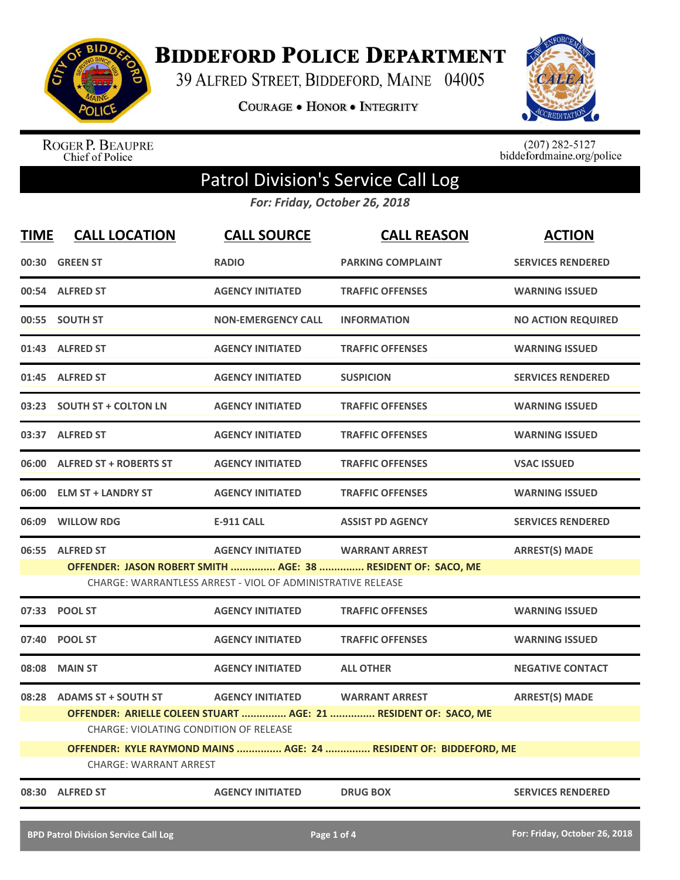# BIDDEFORD POLICE DEPARTMENT

39 ALFRED STREET, BIDDEFORD, MAINE 04005

COURAGE • HONOR • INTEGRITY

ROGER P. BEAUPRE
Chief of Police

(207) 282-5127
biddefordmaine.org/police

## Patrol Division's Service Call Log

*For: Friday, October 26, 2018*

| TIME | CALL LOCATION | CALL SOURCE | CALL REASON | ACTION |
|---|---|---|---|---|
| 00:30 | GREEN ST | RADIO | PARKING COMPLAINT | SERVICES RENDERED |
| 00:54 | ALFRED ST | AGENCY INITIATED | TRAFFIC OFFENSES | WARNING ISSUED |
| 00:55 | SOUTH ST | NON-EMERGENCY CALL | INFORMATION | NO ACTION REQUIRED |
| 01:43 | ALFRED ST | AGENCY INITIATED | TRAFFIC OFFENSES | WARNING ISSUED |
| 01:45 | ALFRED ST | AGENCY INITIATED | SUSPICION | SERVICES RENDERED |
| 03:23 | SOUTH ST + COLTON LN | AGENCY INITIATED | TRAFFIC OFFENSES | WARNING ISSUED |
| 03:37 | ALFRED ST | AGENCY INITIATED | TRAFFIC OFFENSES | WARNING ISSUED |
| 06:00 | ALFRED ST + ROBERTS ST | AGENCY INITIATED | TRAFFIC OFFENSES | VSAC ISSUED |
| 06:00 | ELM ST + LANDRY ST | AGENCY INITIATED | TRAFFIC OFFENSES | WARNING ISSUED |
| 06:09 | WILLOW RDG | E-911 CALL | ASSIST PD AGENCY | SERVICES RENDERED |
| 06:55 | ALFRED ST | AGENCY INITIATED | WARRANT ARREST | ARREST(S) MADE |

**OFFENDER: JASON ROBERT SMITH ............... AGE: 38 ............... RESIDENT OF: SACO, ME**
CHARGE: WARRANTLESS ARREST - VIOL OF ADMINISTRATIVE RELEASE

| TIME | CALL LOCATION | CALL SOURCE | CALL REASON | ACTION |
|---|---|---|---|---|
| 07:33 | POOL ST | AGENCY INITIATED | TRAFFIC OFFENSES | WARNING ISSUED |
| 07:40 | POOL ST | AGENCY INITIATED | TRAFFIC OFFENSES | WARNING ISSUED |
| 08:08 | MAIN ST | AGENCY INITIATED | ALL OTHER | NEGATIVE CONTACT |
| 08:28 | ADAMS ST + SOUTH ST | AGENCY INITIATED | WARRANT ARREST | ARREST(S) MADE |

**OFFENDER: ARIELLE COLEEN STUART ............... AGE: 21 ............... RESIDENT OF: SACO, ME**
CHARGE: VIOLATING CONDITION OF RELEASE

**OFFENDER: KYLE RAYMOND MAINS ............... AGE: 24 ............... RESIDENT OF: BIDDEFORD, ME**
CHARGE: WARRANT ARREST

| TIME | CALL LOCATION | CALL SOURCE | CALL REASON | ACTION |
|---|---|---|---|---|
| 08:30 | ALFRED ST | AGENCY INITIATED | DRUG BOX | SERVICES RENDERED |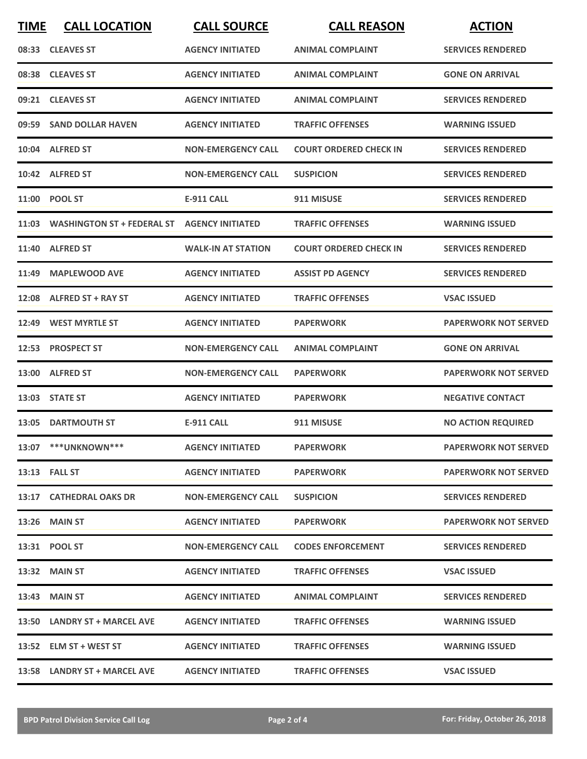| TIME | CALL LOCATION | CALL SOURCE | CALL REASON | ACTION |
|---|---|---|---|---|
| 08:33 | CLEAVES ST | AGENCY INITIATED | ANIMAL COMPLAINT | SERVICES RENDERED |
| 08:38 | CLEAVES ST | AGENCY INITIATED | ANIMAL COMPLAINT | GONE ON ARRIVAL |
| 09:21 | CLEAVES ST | AGENCY INITIATED | ANIMAL COMPLAINT | SERVICES RENDERED |
| 09:59 | SAND DOLLAR HAVEN | AGENCY INITIATED | TRAFFIC OFFENSES | WARNING ISSUED |
| 10:04 | ALFRED ST | NON-EMERGENCY CALL | COURT ORDERED CHECK IN | SERVICES RENDERED |
| 10:42 | ALFRED ST | NON-EMERGENCY CALL | SUSPICION | SERVICES RENDERED |
| 11:00 | POOL ST | E-911 CALL | 911 MISUSE | SERVICES RENDERED |
| 11:03 | WASHINGTON ST + FEDERAL ST | AGENCY INITIATED | TRAFFIC OFFENSES | WARNING ISSUED |
| 11:40 | ALFRED ST | WALK-IN AT STATION | COURT ORDERED CHECK IN | SERVICES RENDERED |
| 11:49 | MAPLEWOOD AVE | AGENCY INITIATED | ASSIST PD AGENCY | SERVICES RENDERED |
| 12:08 | ALFRED ST + RAY ST | AGENCY INITIATED | TRAFFIC OFFENSES | VSAC ISSUED |
| 12:49 | WEST MYRTLE ST | AGENCY INITIATED | PAPERWORK | PAPERWORK NOT SERVED |
| 12:53 | PROSPECT ST | NON-EMERGENCY CALL | ANIMAL COMPLAINT | GONE ON ARRIVAL |
| 13:00 | ALFRED ST | NON-EMERGENCY CALL | PAPERWORK | PAPERWORK NOT SERVED |
| 13:03 | STATE ST | AGENCY INITIATED | PAPERWORK | NEGATIVE CONTACT |
| 13:05 | DARTMOUTH ST | E-911 CALL | 911 MISUSE | NO ACTION REQUIRED |
| 13:07 | ***UNKNOWN*** | AGENCY INITIATED | PAPERWORK | PAPERWORK NOT SERVED |
| 13:13 | FALL ST | AGENCY INITIATED | PAPERWORK | PAPERWORK NOT SERVED |
| 13:17 | CATHEDRAL OAKS DR | NON-EMERGENCY CALL | SUSPICION | SERVICES RENDERED |
| 13:26 | MAIN ST | AGENCY INITIATED | PAPERWORK | PAPERWORK NOT SERVED |
| 13:31 | POOL ST | NON-EMERGENCY CALL | CODES ENFORCEMENT | SERVICES RENDERED |
| 13:32 | MAIN ST | AGENCY INITIATED | TRAFFIC OFFENSES | VSAC ISSUED |
| 13:43 | MAIN ST | AGENCY INITIATED | ANIMAL COMPLAINT | SERVICES RENDERED |
| 13:50 | LANDRY ST + MARCEL AVE | AGENCY INITIATED | TRAFFIC OFFENSES | WARNING ISSUED |
| 13:52 | ELM ST + WEST ST | AGENCY INITIATED | TRAFFIC OFFENSES | WARNING ISSUED |
| 13:58 | LANDRY ST + MARCEL AVE | AGENCY INITIATED | TRAFFIC OFFENSES | VSAC ISSUED |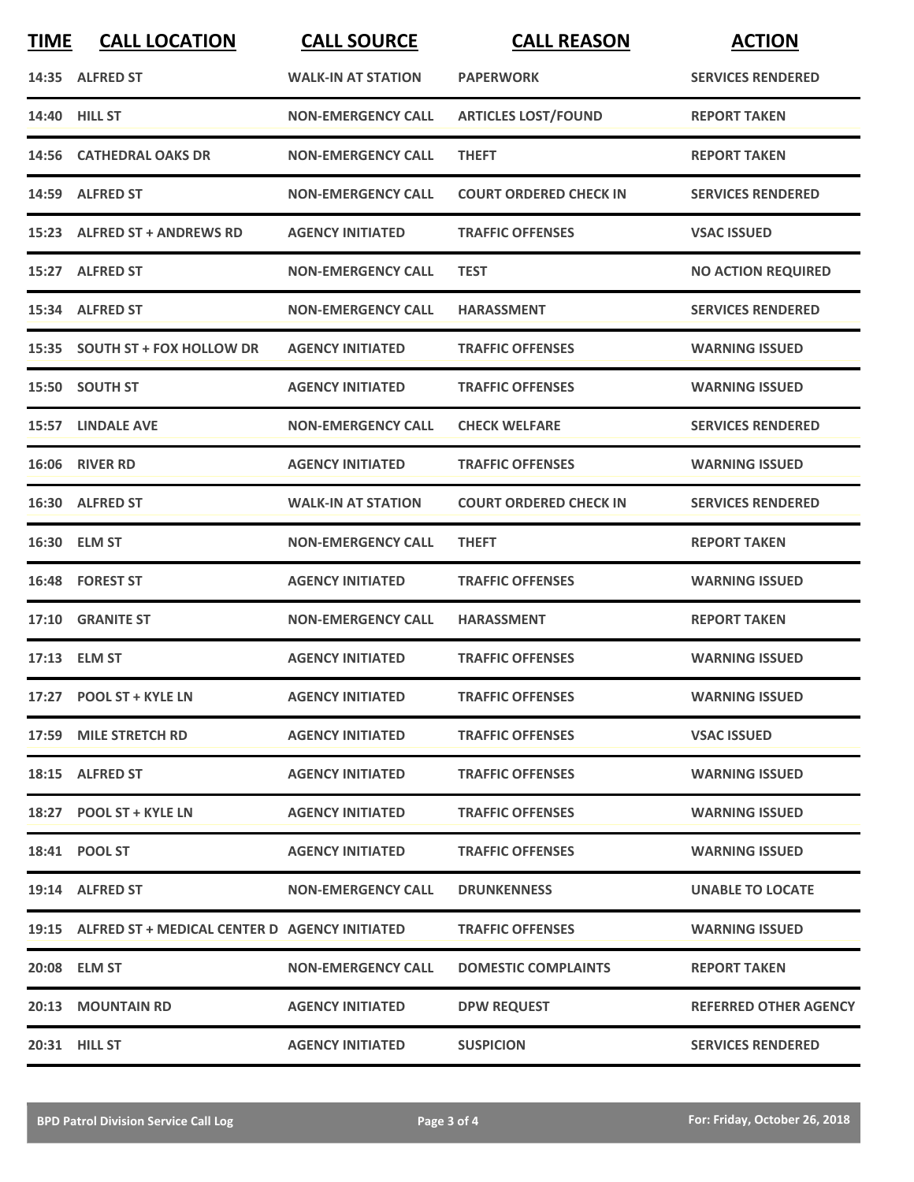| TIME | CALL LOCATION | CALL SOURCE | CALL REASON | ACTION |
|---|---|---|---|---|
| 14:35 | ALFRED ST | WALK-IN AT STATION | PAPERWORK | SERVICES RENDERED |
| 14:40 | HILL ST | NON-EMERGENCY CALL | ARTICLES LOST/FOUND | REPORT TAKEN |
| 14:56 | CATHEDRAL OAKS DR | NON-EMERGENCY CALL | THEFT | REPORT TAKEN |
| 14:59 | ALFRED ST | NON-EMERGENCY CALL | COURT ORDERED CHECK IN | SERVICES RENDERED |
| 15:23 | ALFRED ST + ANDREWS RD | AGENCY INITIATED | TRAFFIC OFFENSES | VSAC ISSUED |
| 15:27 | ALFRED ST | NON-EMERGENCY CALL | TEST | NO ACTION REQUIRED |
| 15:34 | ALFRED ST | NON-EMERGENCY CALL | HARASSMENT | SERVICES RENDERED |
| 15:35 | SOUTH ST + FOX HOLLOW DR | AGENCY INITIATED | TRAFFIC OFFENSES | WARNING ISSUED |
| 15:50 | SOUTH ST | AGENCY INITIATED | TRAFFIC OFFENSES | WARNING ISSUED |
| 15:57 | LINDALE AVE | NON-EMERGENCY CALL | CHECK WELFARE | SERVICES RENDERED |
| 16:06 | RIVER RD | AGENCY INITIATED | TRAFFIC OFFENSES | WARNING ISSUED |
| 16:30 | ALFRED ST | WALK-IN AT STATION | COURT ORDERED CHECK IN | SERVICES RENDERED |
| 16:30 | ELM ST | NON-EMERGENCY CALL | THEFT | REPORT TAKEN |
| 16:48 | FOREST ST | AGENCY INITIATED | TRAFFIC OFFENSES | WARNING ISSUED |
| 17:10 | GRANITE ST | NON-EMERGENCY CALL | HARASSMENT | REPORT TAKEN |
| 17:13 | ELM ST | AGENCY INITIATED | TRAFFIC OFFENSES | WARNING ISSUED |
| 17:27 | POOL ST + KYLE LN | AGENCY INITIATED | TRAFFIC OFFENSES | WARNING ISSUED |
| 17:59 | MILE STRETCH RD | AGENCY INITIATED | TRAFFIC OFFENSES | VSAC ISSUED |
| 18:15 | ALFRED ST | AGENCY INITIATED | TRAFFIC OFFENSES | WARNING ISSUED |
| 18:27 | POOL ST + KYLE LN | AGENCY INITIATED | TRAFFIC OFFENSES | WARNING ISSUED |
| 18:41 | POOL ST | AGENCY INITIATED | TRAFFIC OFFENSES | WARNING ISSUED |
| 19:14 | ALFRED ST | NON-EMERGENCY CALL | DRUNKENNESS | UNABLE TO LOCATE |
| 19:15 | ALFRED ST + MEDICAL CENTER D | AGENCY INITIATED | TRAFFIC OFFENSES | WARNING ISSUED |
| 20:08 | ELM ST | NON-EMERGENCY CALL | DOMESTIC COMPLAINTS | REPORT TAKEN |
| 20:13 | MOUNTAIN RD | AGENCY INITIATED | DPW REQUEST | REFERRED OTHER AGENCY |
| 20:31 | HILL ST | AGENCY INITIATED | SUSPICION | SERVICES RENDERED |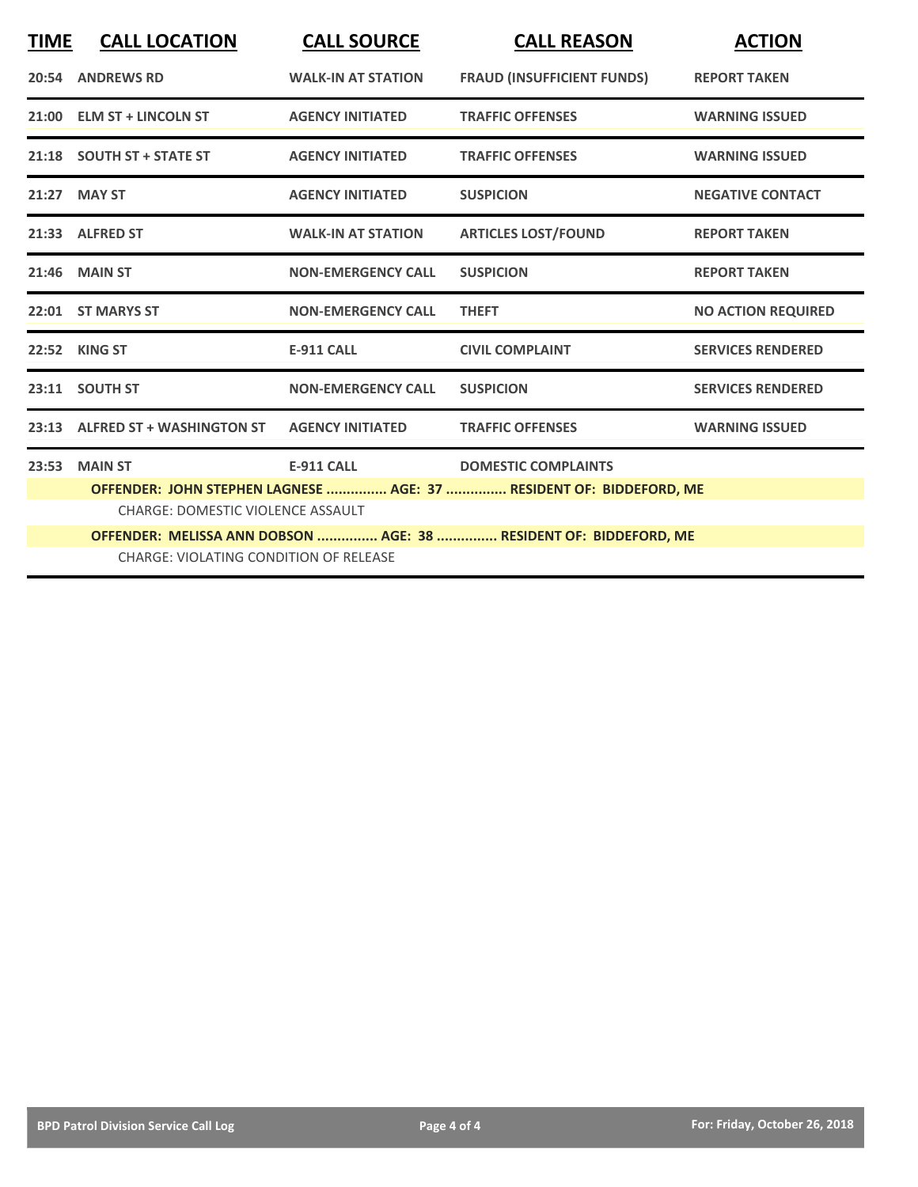| TIME | CALL LOCATION | CALL SOURCE | CALL REASON | ACTION |
|---|---|---|---|---|
| 20:54 | ANDREWS RD | WALK-IN AT STATION | FRAUD (INSUFFICIENT FUNDS) | REPORT TAKEN |
| 21:00 | ELM ST + LINCOLN ST | AGENCY INITIATED | TRAFFIC OFFENSES | WARNING ISSUED |
| 21:18 | SOUTH ST + STATE ST | AGENCY INITIATED | TRAFFIC OFFENSES | WARNING ISSUED |
| 21:27 | MAY ST | AGENCY INITIATED | SUSPICION | NEGATIVE CONTACT |
| 21:33 | ALFRED ST | WALK-IN AT STATION | ARTICLES LOST/FOUND | REPORT TAKEN |
| 21:46 | MAIN ST | NON-EMERGENCY CALL | SUSPICION | REPORT TAKEN |
| 22:01 | ST MARYS ST | NON-EMERGENCY CALL | THEFT | NO ACTION REQUIRED |
| 22:52 | KING ST | E-911 CALL | CIVIL COMPLAINT | SERVICES RENDERED |
| 23:11 | SOUTH ST | NON-EMERGENCY CALL | SUSPICION | SERVICES RENDERED |
| 23:13 | ALFRED ST + WASHINGTON ST | AGENCY INITIATED | TRAFFIC OFFENSES | WARNING ISSUED |
| 23:53 | MAIN ST | E-911 CALL | DOMESTIC COMPLAINTS | |

**OFFENDER: JOHN STEPHEN LAGNESE ............... AGE: 37 ............... RESIDENT OF: BIDDEFORD, ME**

CHARGE: DOMESTIC VIOLENCE ASSAULT

**OFFENDER: MELISSA ANN DOBSON ............... AGE: 38 ............... RESIDENT OF: BIDDEFORD, ME**

CHARGE: VIOLATING CONDITION OF RELEASE